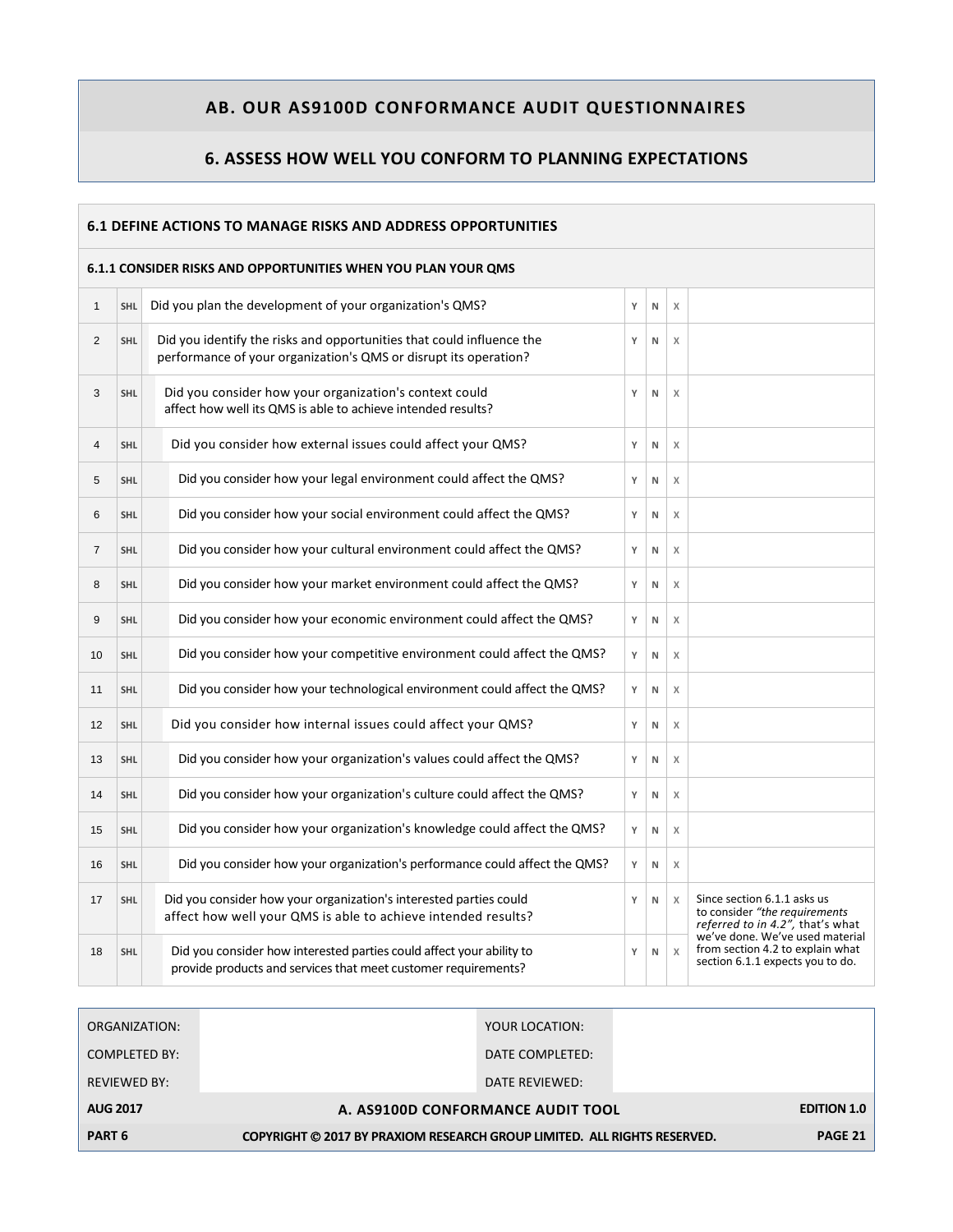## AB. OUR AS9100D CONFORMANCE AUDIT QUESTIONNAIRES

## 6. ASSESS HOW WELL YOU CONFORM TO PLANNING EXPECTATIONS

### 6.1 DEFINE ACTIONS TO MANAGE RISKS AND ADDRESS OPPORTUNITIES

#### 6.1.1 CONSIDER RISKS AND OPPORTUNITIES WHEN YOU PLAN YOUR QMS

| # | | Question | Y | N | X | Notes |
|---|---|---|---|---|---|---|
| 1 | SHL | Did you plan the development of your organization's QMS? | Y | N | X | |
| 2 | SHL | Did you identify the risks and opportunities that could influence the performance of your organization's QMS or disrupt its operation? | Y | N | X | |
| 3 | SHL | Did you consider how your organization's context could affect how well its QMS is able to achieve intended results? | Y | N | X | |
| 4 | SHL | Did you consider how external issues could affect your QMS? | Y | N | X | |
| 5 | SHL | Did you consider how your legal environment could affect the QMS? | Y | N | X | |
| 6 | SHL | Did you consider how your social environment could affect the QMS? | Y | N | X | |
| 7 | SHL | Did you consider how your cultural environment could affect the QMS? | Y | N | X | |
| 8 | SHL | Did you consider how your market environment could affect the QMS? | Y | N | X | |
| 9 | SHL | Did you consider how your economic environment could affect the QMS? | Y | N | X | |
| 10 | SHL | Did you consider how your competitive environment could affect the QMS? | Y | N | X | |
| 11 | SHL | Did you consider how your technological environment could affect the QMS? | Y | N | X | |
| 12 | SHL | Did you consider how internal issues could affect your QMS? | Y | N | X | |
| 13 | SHL | Did you consider how your organization's values could affect the QMS? | Y | N | X | |
| 14 | SHL | Did you consider how your organization's culture could affect the QMS? | Y | N | X | |
| 15 | SHL | Did you consider how your organization's knowledge could affect the QMS? | Y | N | X | |
| 16 | SHL | Did you consider how your organization's performance could affect the QMS? | Y | N | X | |
| 17 | SHL | Did you consider how your organization's interested parties could affect how well your QMS is able to achieve intended results? | Y | N | X | Since section 6.1.1 asks us to consider *"the requirements referred to in 4.2"*, that's what we've done. We've used material from section 4.2 to explain what section 6.1.1 expects you to do. |
| 18 | SHL | Did you consider how interested parties could affect your ability to provide products and services that meet customer requirements? | Y | N | X | |

| | | | |
|---|---|---|---|
| ORGANIZATION: | | YOUR LOCATION: | |
| COMPLETED BY: | | DATE COMPLETED: | |
| REVIEWED BY: | | DATE REVIEWED: | |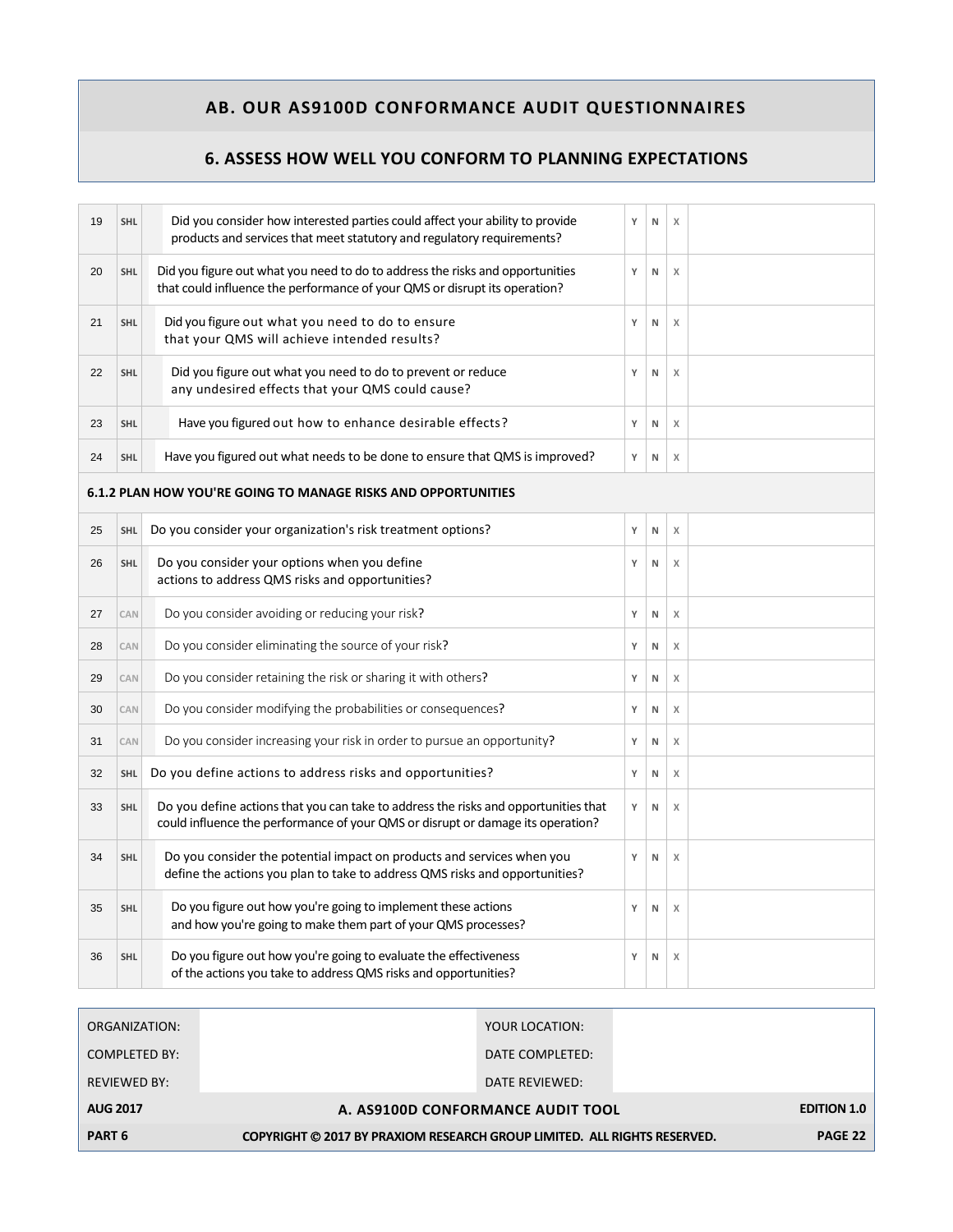## AB. OUR AS9100D CONFORMANCE AUDIT QUESTIONNAIRES

### 6. ASSESS HOW WELL YOU CONFORM TO PLANNING EXPECTATIONS

| | | | | | | |
|---|---|---|---|---|---|---|
| 19 | SHL | Did you consider how interested parties could affect your ability to provide products and services that meet statutory and regulatory requirements? | Y | N | X | |
| 20 | SHL | Did you figure out what you need to do to address the risks and opportunities that could influence the performance of your QMS or disrupt its operation? | Y | N | X | |
| 21 | SHL | Did you figure out what you need to do to ensure that your QMS will achieve intended results? | Y | N | X | |
| 22 | SHL | Did you figure out what you need to do to prevent or reduce any undesired effects that your QMS could cause? | Y | N | X | |
| 23 | SHL | Have you figured out how to enhance desirable effects? | Y | N | X | |
| 24 | SHL | Have you figured out what needs to be done to ensure that QMS is improved? | Y | N | X | |
| **6.1.2 PLAN HOW YOU'RE GOING TO MANAGE RISKS AND OPPORTUNITIES** | | | | | | |
| 25 | SHL | Do you consider your organization's risk treatment options? | Y | N | X | |
| 26 | SHL | Do you consider your options when you define actions to address QMS risks and opportunities? | Y | N | X | |
| 27 | CAN | Do you consider avoiding or reducing your risk? | Y | N | X | |
| 28 | CAN | Do you consider eliminating the source of your risk? | Y | N | X | |
| 29 | CAN | Do you consider retaining the risk or sharing it with others? | Y | N | X | |
| 30 | CAN | Do you consider modifying the probabilities or consequences? | Y | N | X | |
| 31 | CAN | Do you consider increasing your risk in order to pursue an opportunity? | Y | N | X | |
| 32 | SHL | Do you define actions to address risks and opportunities? | Y | N | X | |
| 33 | SHL | Do you define actions that you can take to address the risks and opportunities that could influence the performance of your QMS or disrupt or damage its operation? | Y | N | X | |
| 34 | SHL | Do you consider the potential impact on products and services when you define the actions you plan to take to address QMS risks and opportunities? | Y | N | X | |
| 35 | SHL | Do you figure out how you're going to implement these actions and how you're going to make them part of your QMS processes? | Y | N | X | |
| 36 | SHL | Do you figure out how you're going to evaluate the effectiveness of the actions you take to address QMS risks and opportunities? | Y | N | X | |

| | | | |
|---|---|---|---|
| ORGANIZATION: | | YOUR LOCATION: | |
| COMPLETED BY: | | DATE COMPLETED: | |
| REVIEWED BY: | | DATE REVIEWED: | |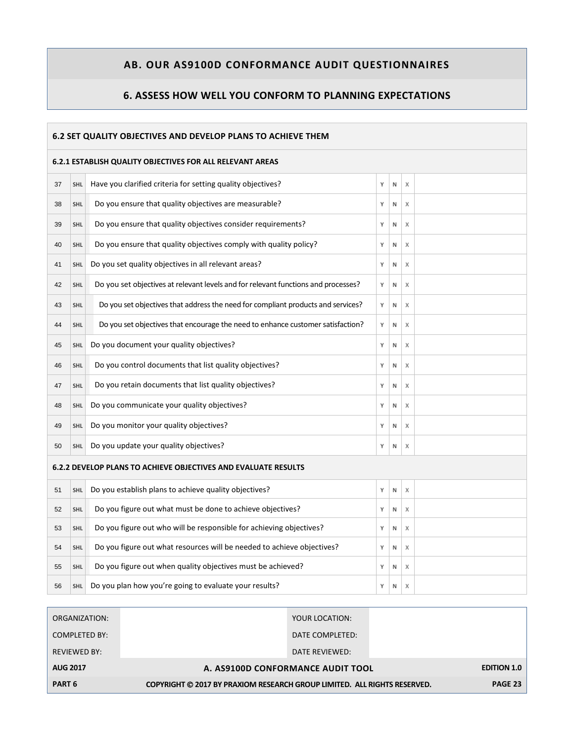## AB. OUR AS9100D CONFORMANCE AUDIT QUESTIONNAIRES

## 6. ASSESS HOW WELL YOU CONFORM TO PLANNING EXPECTATIONS

### 6.2 SET QUALITY OBJECTIVES AND DEVELOP PLANS TO ACHIEVE THEM

#### 6.2.1 ESTABLISH QUALITY OBJECTIVES FOR ALL RELEVANT AREAS

| # | | Question | Y | N | X | |
|---|---|---|---|---|---|---|
| 37 | SHL | Have you clarified criteria for setting quality objectives? | Y | N | X | |
| 38 | SHL | Do you ensure that quality objectives are measurable? | Y | N | X | |
| 39 | SHL | Do you ensure that quality objectives consider requirements? | Y | N | X | |
| 40 | SHL | Do you ensure that quality objectives comply with quality policy? | Y | N | X | |
| 41 | SHL | Do you set quality objectives in all relevant areas? | Y | N | X | |
| 42 | SHL | Do you set objectives at relevant levels and for relevant functions and processes? | Y | N | X | |
| 43 | SHL | Do you set objectives that address the need for compliant products and services? | Y | N | X | |
| 44 | SHL | Do you set objectives that encourage the need to enhance customer satisfaction? | Y | N | X | |
| 45 | SHL | Do you document your quality objectives? | Y | N | X | |
| 46 | SHL | Do you control documents that list quality objectives? | Y | N | X | |
| 47 | SHL | Do you retain documents that list quality objectives? | Y | N | X | |
| 48 | SHL | Do you communicate your quality objectives? | Y | N | X | |
| 49 | SHL | Do you monitor your quality objectives? | Y | N | X | |
| 50 | SHL | Do you update your quality objectives? | Y | N | X | |

#### 6.2.2 DEVELOP PLANS TO ACHIEVE OBJECTIVES AND EVALUATE RESULTS

| # | | Question | Y | N | X | |
|---|---|---|---|---|---|---|
| 51 | SHL | Do you establish plans to achieve quality objectives? | Y | N | X | |
| 52 | SHL | Do you figure out what must be done to achieve objectives? | Y | N | X | |
| 53 | SHL | Do you figure out who will be responsible for achieving objectives? | Y | N | X | |
| 54 | SHL | Do you figure out what resources will be needed to achieve objectives? | Y | N | X | |
| 55 | SHL | Do you figure out when quality objectives must be achieved? | Y | N | X | |
| 56 | SHL | Do you plan how you're going to evaluate your results? | Y | N | X | |

| | | | |
|---|---|---|---|
| ORGANIZATION: | | YOUR LOCATION: | |
| COMPLETED BY: | | DATE COMPLETED: | |
| REVIEWED BY: | | DATE REVIEWED: | |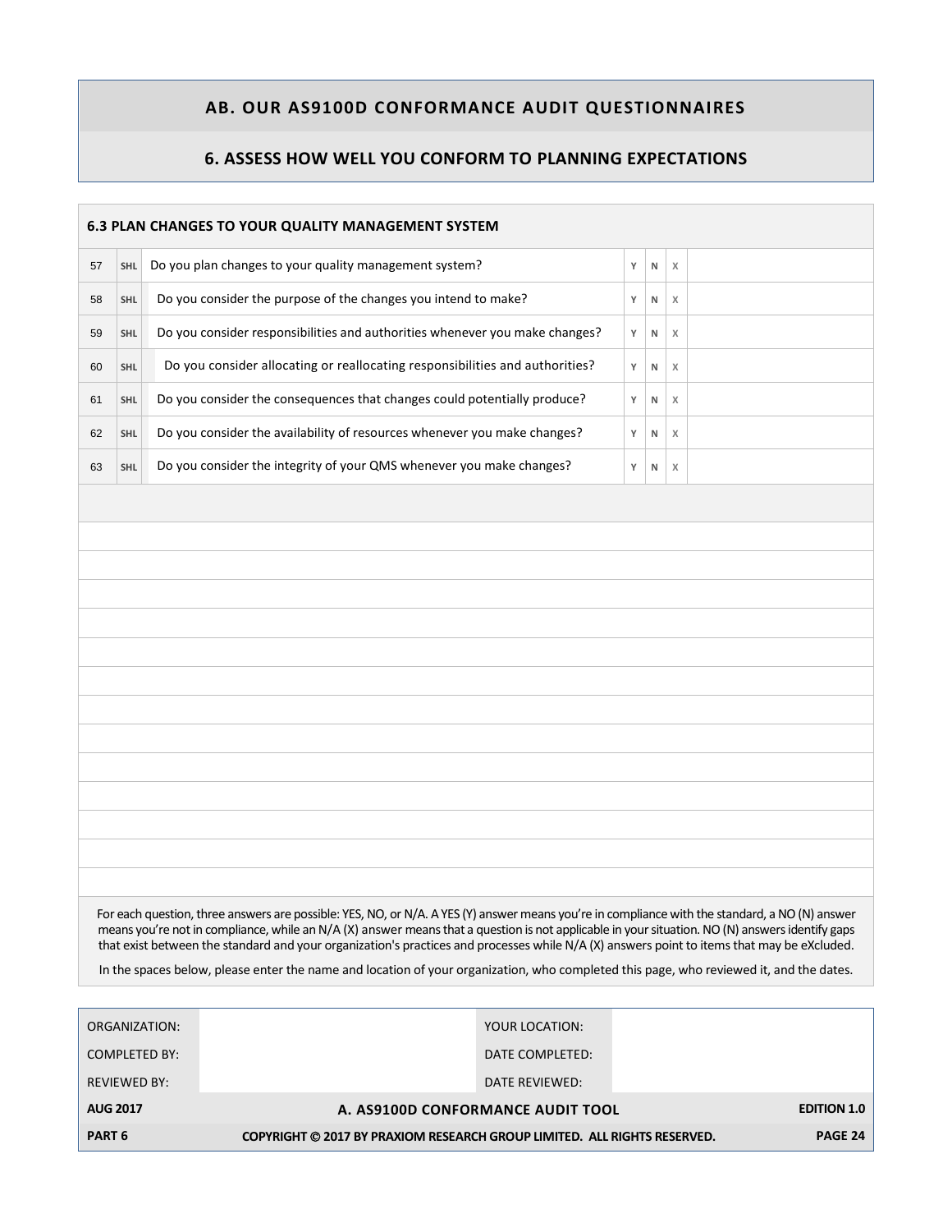## AB. OUR AS9100D CONFORMANCE AUDIT QUESTIONNAIRES

### 6. ASSESS HOW WELL YOU CONFORM TO PLANNING EXPECTATIONS

| 6.3 PLAN CHANGES TO YOUR QUALITY MANAGEMENT SYSTEM | | | | | | |
|---|---|---|---|---|---|---|
| 57 | SHL | Do you plan changes to your quality management system? | Y | N | X | |
| 58 | SHL | Do you consider the purpose of the changes you intend to make? | Y | N | X | |
| 59 | SHL | Do you consider responsibilities and authorities whenever you make changes? | Y | N | X | |
| 60 | SHL | Do you consider allocating or reallocating responsibilities and authorities? | Y | N | X | |
| 61 | SHL | Do you consider the consequences that changes could potentially produce? | Y | N | X | |
| 62 | SHL | Do you consider the availability of resources whenever you make changes? | Y | N | X | |
| 63 | SHL | Do you consider the integrity of your QMS whenever you make changes? | Y | N | X | |

For each question, three answers are possible: YES, NO, or N/A. A YES (Y) answer means you're in compliance with the standard, a NO (N) answer means you're not in compliance, while an N/A (X) answer means that a question is not applicable in your situation. NO (N) answers identify gaps that exist between the standard and your organization's practices and processes while N/A (X) answers point to items that may be eXcluded.

In the spaces below, please enter the name and location of your organization, who completed this page, who reviewed it, and the dates.

| | | | |
|---|---|---|---|
| ORGANIZATION: | | YOUR LOCATION: | |
| COMPLETED BY: | | DATE COMPLETED: | |
| REVIEWED BY: | | DATE REVIEWED: | |